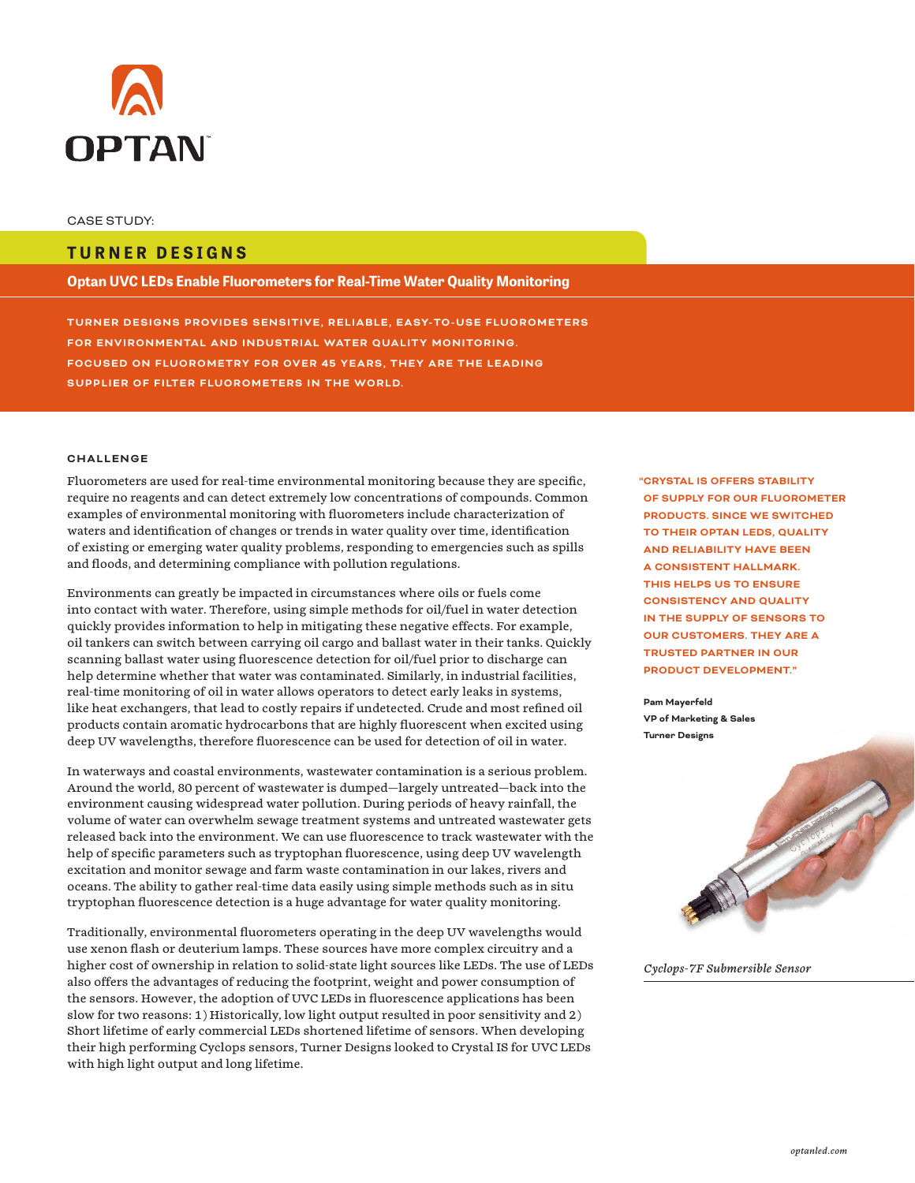OPTAN™

CASE STUDY:

# TURNER DESIGNS

## Optan UVC LEDs Enable Fluorometers for Real-Time Water Quality Monitoring

**TURNER DESIGNS PROVIDES SENSITIVE, RELIABLE, EASY-TO-USE FLUOROMETERS FOR ENVIRONMENTAL AND INDUSTRIAL WATER QUALITY MONITORING. FOCUSED ON FLUOROMETRY FOR OVER 45 YEARS, THEY ARE THE LEADING SUPPLIER OF FILTER FLUOROMETERS IN THE WORLD.**

### CHALLENGE

Fluorometers are used for real-time environmental monitoring because they are specific, require no reagents and can detect extremely low concentrations of compounds. Common examples of environmental monitoring with fluorometers include characterization of waters and identification of changes or trends in water quality over time, identification of existing or emerging water quality problems, responding to emergencies such as spills and floods, and determining compliance with pollution regulations.

Environments can greatly be impacted in circumstances where oils or fuels come into contact with water. Therefore, using simple methods for oil/fuel in water detection quickly provides information to help in mitigating these negative effects. For example, oil tankers can switch between carrying oil cargo and ballast water in their tanks. Quickly scanning ballast water using fluorescence detection for oil/fuel prior to discharge can help determine whether that water was contaminated. Similarly, in industrial facilities, real-time monitoring of oil in water allows operators to detect early leaks in systems, like heat exchangers, that lead to costly repairs if undetected. Crude and most refined oil products contain aromatic hydrocarbons that are highly fluorescent when excited using deep UV wavelengths, therefore fluorescence can be used for detection of oil in water.

In waterways and coastal environments, wastewater contamination is a serious problem. Around the world, 80 percent of wastewater is dumped—largely untreated—back into the environment causing widespread water pollution. During periods of heavy rainfall, the volume of water can overwhelm sewage treatment systems and untreated wastewater gets released back into the environment. We can use fluorescence to track wastewater with the help of specific parameters such as tryptophan fluorescence, using deep UV wavelength excitation and monitor sewage and farm waste contamination in our lakes, rivers and oceans. The ability to gather real-time data easily using simple methods such as in situ tryptophan fluorescence detection is a huge advantage for water quality monitoring.

Traditionally, environmental fluorometers operating in the deep UV wavelengths would use xenon flash or deuterium lamps. These sources have more complex circuitry and a higher cost of ownership in relation to solid-state light sources like LEDs. The use of LEDs also offers the advantages of reducing the footprint, weight and power consumption of the sensors. However, the adoption of UVC LEDs in fluorescence applications has been slow for two reasons: 1) Historically, low light output resulted in poor sensitivity and 2) Short lifetime of early commercial LEDs shortened lifetime of sensors. When developing their high performing Cyclops sensors, Turner Designs looked to Crystal IS for UVC LEDs with high light output and long lifetime.

> **"CRYSTAL IS OFFERS STABILITY OF SUPPLY FOR OUR FLUOROMETER PRODUCTS. SINCE WE SWITCHED TO THEIR OPTAN LEDS, QUALITY AND RELIABILITY HAVE BEEN A CONSISTENT HALLMARK. THIS HELPS US TO ENSURE CONSISTENCY AND QUALITY IN THE SUPPLY OF SENSORS TO OUR CUSTOMERS. THEY ARE A TRUSTED PARTNER IN OUR PRODUCT DEVELOPMENT."**
>
> **Pam Mayerfeld**
> **VP of Marketing & Sales**
> **Turner Designs**

*Cyclops-7F Submersible Sensor*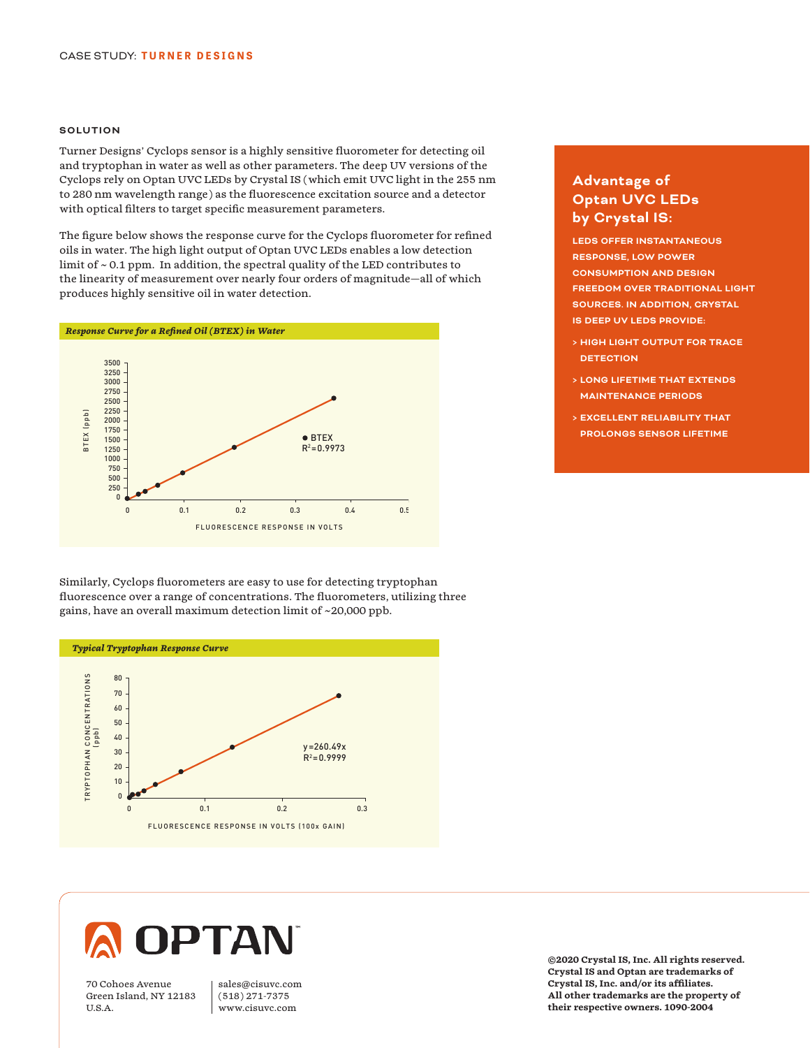## SOLUTION

Turner Designs' Cyclops sensor is a highly sensitive fluorometer for detecting oil and tryptophan in water as well as other parameters. The deep UV versions of the Cyclops rely on Optan UVC LEDs by Crystal IS (which emit UVC light in the 255 nm to 280 nm wavelength range) as the fluorescence excitation source and a detector with optical filters to target specific measurement parameters.

The figure below shows the response curve for the Cyclops fluorometer for refined oils in water. The high light output of Optan UVC LEDs enables a low detection limit of ~ 0.1 ppm. In addition, the spectral quality of the LED contributes to the linearity of measurement over nearly four orders of magnitude—all of which produces highly sensitive oil in water detection.

*Response Curve for a Refined Oil (BTEX) in Water*

BTEX (ppb)
0
250
500
750
1000
1250
1500
1750
2000
2250
2500
2750
3000
3250
3500

FLUORESCENCE RESPONSE IN VOLTS
0
0.1
0.2
0.3
0.4
0.5

● BTEX
$R^2$=0.9973

Similarly, Cyclops fluorometers are easy to use for detecting tryptophan fluorescence over a range of concentrations. The fluorometers, utilizing three gains, have an overall maximum detection limit of ~20,000 ppb.

*Typical Tryptophan Response Curve*

TRYPTOPHAN CONCENTRATIONS (ppb)
0
10
20
30
40
50
60
70
80

FLUORESCENCE RESPONSE IN VOLTS (100x GAIN)
0
0.1
0.2
0.3

y=260.49x
$R^2$=0.9999

### Advantage of Optan UVC LEDs by Crystal IS:

LEDS OFFER INSTANTANEOUS RESPONSE, LOW POWER CONSUMPTION AND DESIGN FREEDOM OVER TRADITIONAL LIGHT SOURCES. IN ADDITION, CRYSTAL IS DEEP UV LEDS PROVIDE:

- HIGH LIGHT OUTPUT FOR TRACE DETECTION
- LONG LIFETIME THAT EXTENDS MAINTENANCE PERIODS
- EXCELLENT RELIABILITY THAT PROLONGS SENSOR LIFETIME

OPTAN™

70 Cohoes Avenue
Green Island, NY 12183
U.S.A.

sales@cisuvc.com
(518) 271-7375
www.cisuvc.com

**©2020 Crystal IS, Inc. All rights reserved. Crystal IS and Optan are trademarks of Crystal IS, Inc. and/or its affiliates. All other trademarks are the property of their respective owners. 1090-2004**